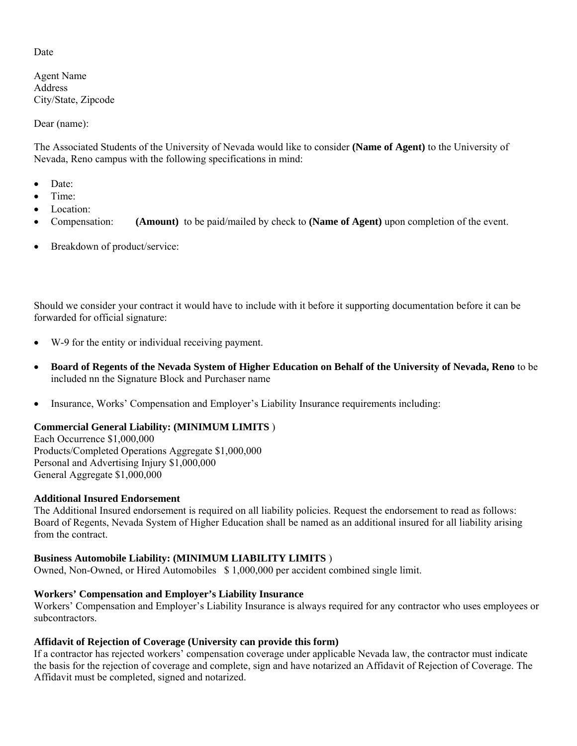Date

Agent Name
Address
City/State, Zipcode

Dear (name):

The Associated Students of the University of Nevada would like to consider **(Name of Agent)** to the University of Nevada, Reno campus with the following specifications in mind:

- Date:
- Time:
- Location:
- Compensation: **(Amount)** to be paid/mailed by check to **(Name of Agent)** upon completion of the event.
- Breakdown of product/service:

Should we consider your contract it would have to include with it before it supporting documentation before it can be forwarded for official signature:

- W-9 for the entity or individual receiving payment.
- **Board of Regents of the Nevada System of Higher Education on Behalf of the University of Nevada, Reno** to be included nn the Signature Block and Purchaser name
- Insurance, Works' Compensation and Employer's Liability Insurance requirements including:

**Commercial General Liability: (MINIMUM LIMITS** )
Each Occurrence $1,000,000
Products/Completed Operations Aggregate $1,000,000
Personal and Advertising Injury $1,000,000
General Aggregate $1,000,000

**Additional Insured Endorsement**
The Additional Insured endorsement is required on all liability policies. Request the endorsement to read as follows: Board of Regents, Nevada System of Higher Education shall be named as an additional insured for all liability arising from the contract.

**Business Automobile Liability: (MINIMUM LIABILITY LIMITS** )
Owned, Non-Owned, or Hired Automobiles $ 1,000,000 per accident combined single limit.

**Workers' Compensation and Employer's Liability Insurance**
Workers' Compensation and Employer's Liability Insurance is always required for any contractor who uses employees or subcontractors.

**Affidavit of Rejection of Coverage (University can provide this form)**
If a contractor has rejected workers' compensation coverage under applicable Nevada law, the contractor must indicate the basis for the rejection of coverage and complete, sign and have notarized an Affidavit of Rejection of Coverage. The Affidavit must be completed, signed and notarized.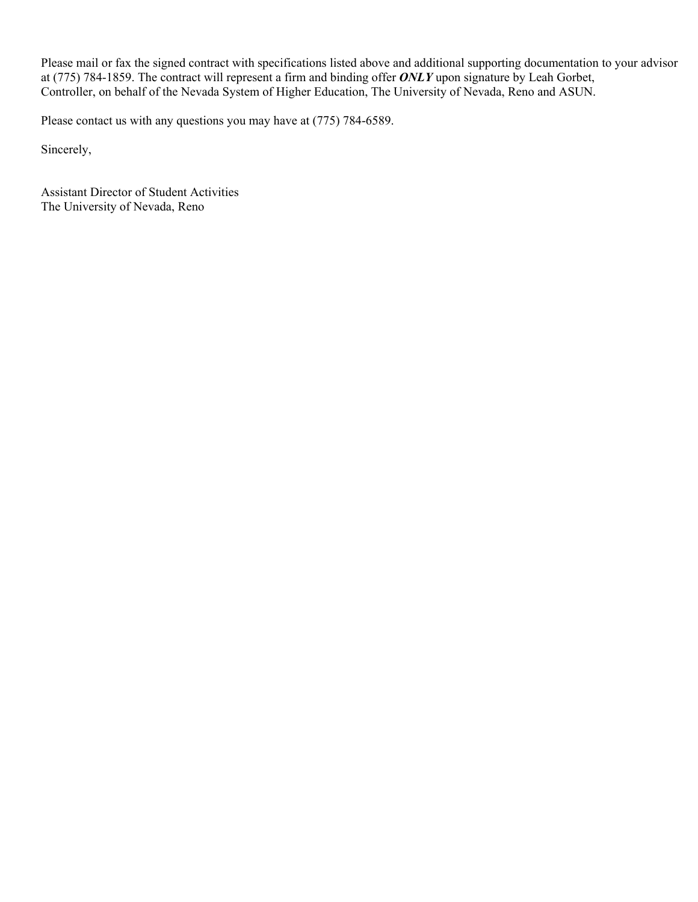Please mail or fax the signed contract with specifications listed above and additional supporting documentation to your advisor at (775) 784-1859. The contract will represent a firm and binding offer ***ONLY*** upon signature by Leah Gorbet, Controller, on behalf of the Nevada System of Higher Education, The University of Nevada, Reno and ASUN.

Please contact us with any questions you may have at (775) 784-6589.

Sincerely,

Assistant Director of Student Activities
The University of Nevada, Reno